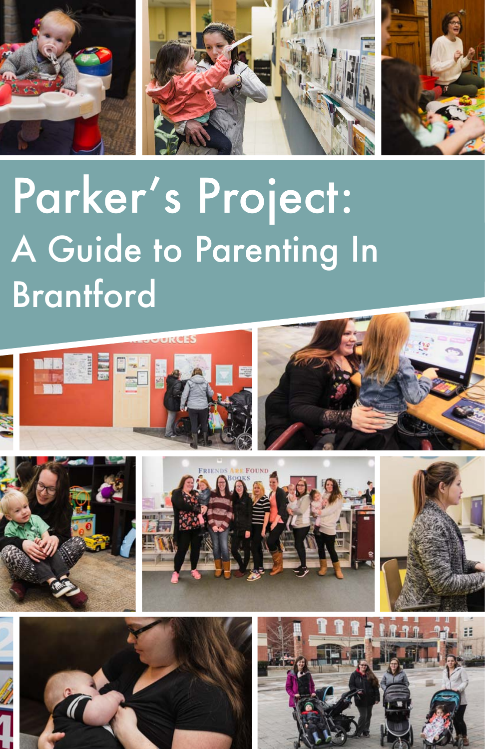# Parker's Project:

## A Guide to Parenting In Brantford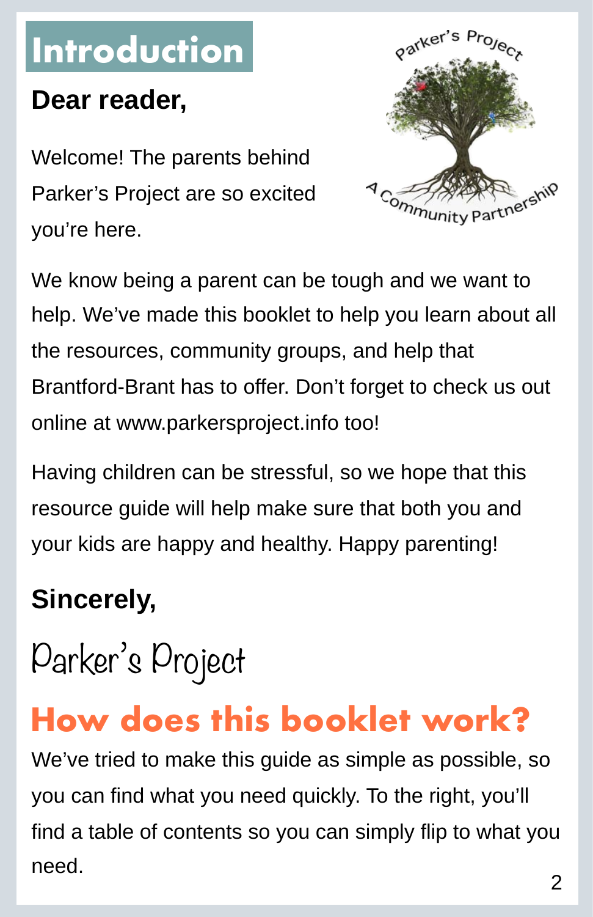# Introduction

**Dear reader,**

Welcome! The parents behind Parker's Project are so excited you're here.

We know being a parent can be tough and we want to help. We've made this booklet to help you learn about all the resources, community groups, and help that Brantford-Brant has to offer. Don't forget to check us out online at www.parkersproject.info too!

Having children can be stressful, so we hope that this resource guide will help make sure that both you and your kids are happy and healthy. Happy parenting!

**Sincerely,**

Parker's Project

## How does this booklet work?

We've tried to make this guide as simple as possible, so you can find what you need quickly. To the right, you'll find a table of contents so you can simply flip to what you need.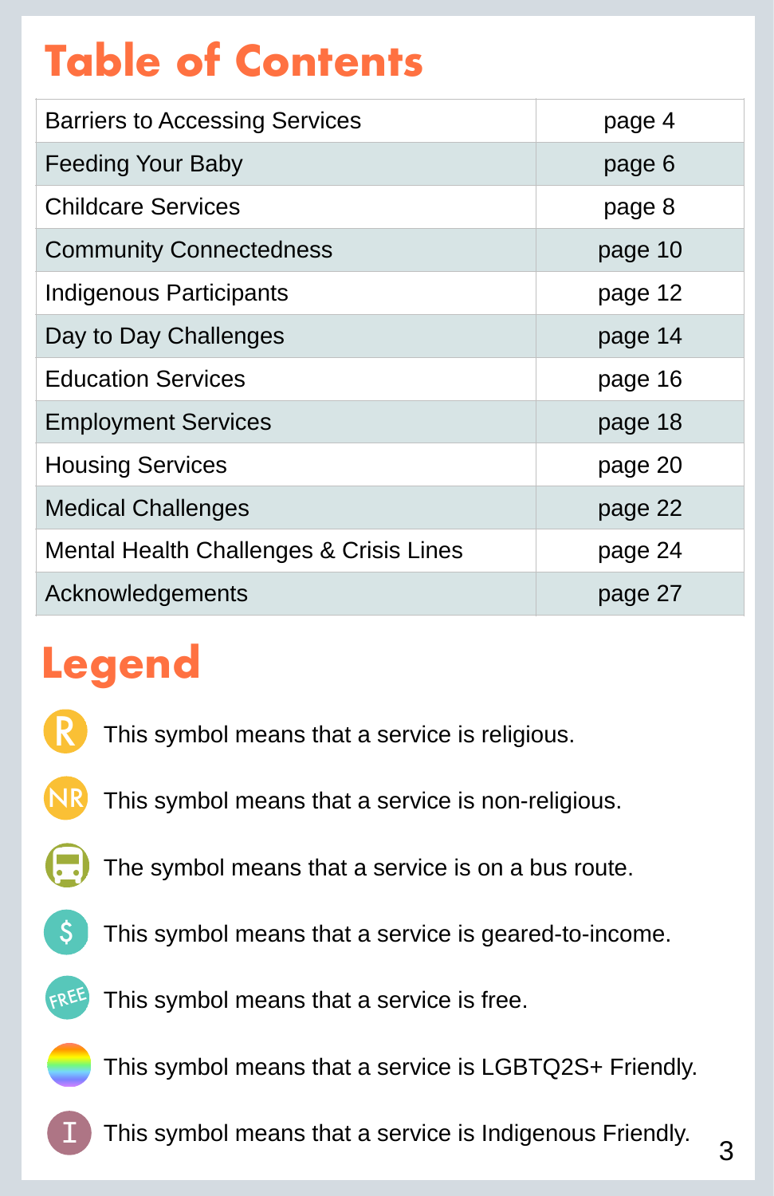# Table of Contents

| | |
|---|---|
| Barriers to Accessing Services | page 4 |
| Feeding Your Baby | page 6 |
| Childcare Services | page 8 |
| Community Connectedness | page 10 |
| Indigenous Participants | page 12 |
| Day to Day Challenges | page 14 |
| Education Services | page 16 |
| Employment Services | page 18 |
| Housing Services | page 20 |
| Medical Challenges | page 22 |
| Mental Health Challenges & Crisis Lines | page 24 |
| Acknowledgements | page 27 |

# Legend

- **R** This symbol means that a service is religious.
- **NR** This symbol means that a service is non-religious.
- The symbol means that a service is on a bus route.
- **$** This symbol means that a service is geared-to-income.
- **FREE** This symbol means that a service is free.
- This symbol means that a service is LGBTQ2S+ Friendly.
- **I** This symbol means that a service is Indigenous Friendly.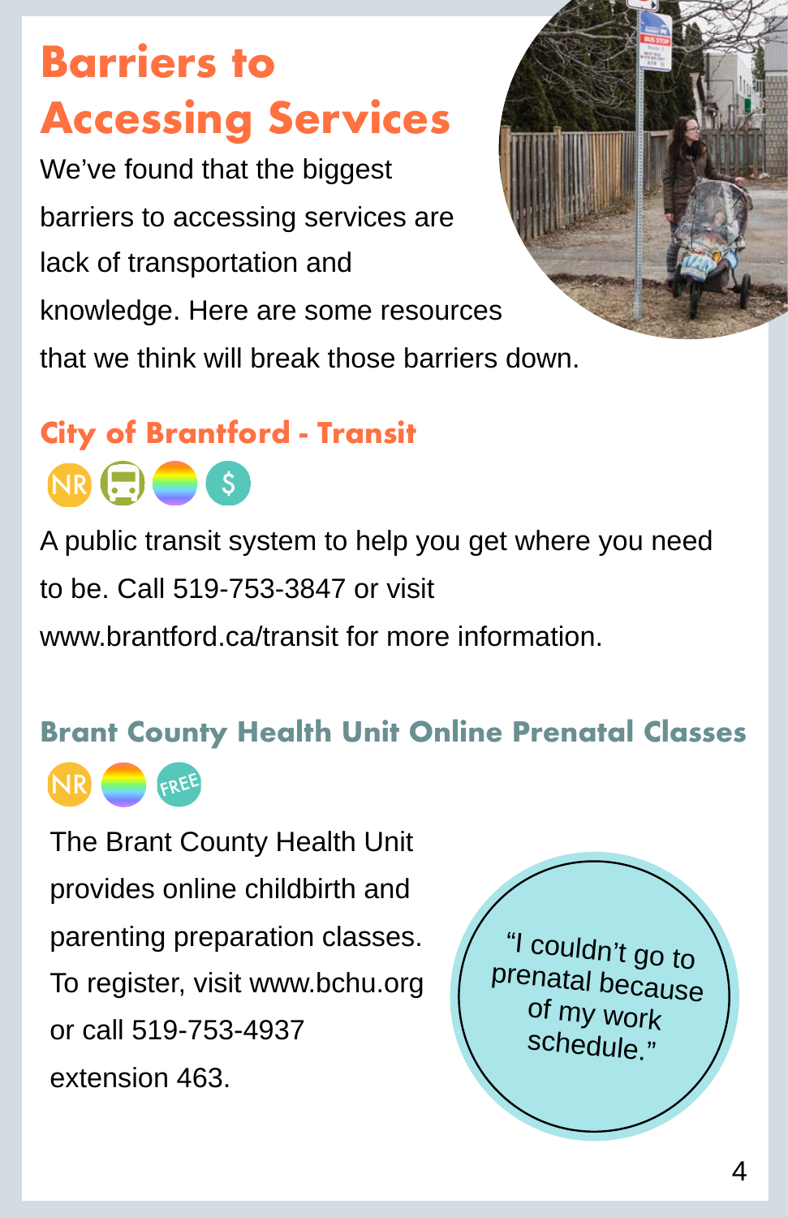# Barriers to Accessing Services

We've found that the biggest barriers to accessing services are lack of transportation and knowledge. Here are some resources that we think will break those barriers down.

## City of Brantford - Transit

NR $

A public transit system to help you get where you need to be. Call 519-753-3847 or visit www.brantford.ca/transit for more information.

## Brant County Health Unit Online Prenatal Classes

NR FREE

The Brant County Health Unit provides online childbirth and parenting preparation classes. To register, visit www.bchu.org or call 519-753-4937 extension 463.

"I couldn't go to prenatal because of my work schedule."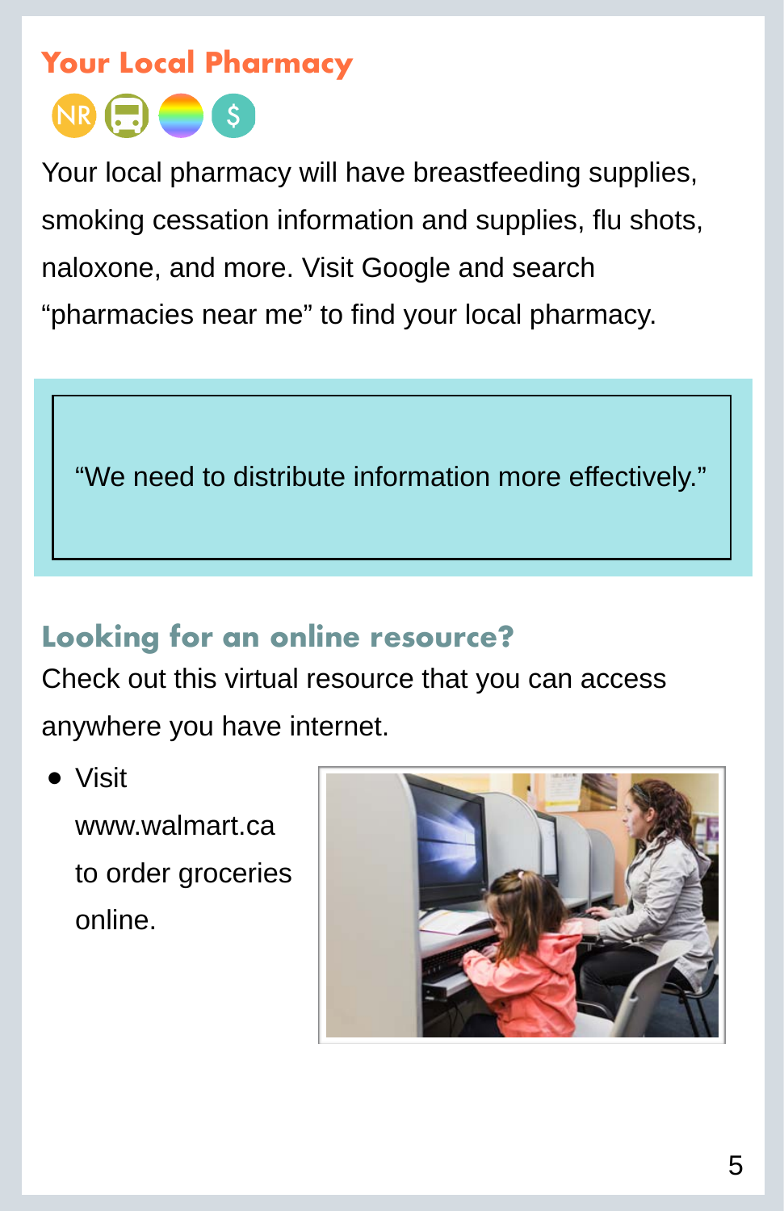## Your Local Pharmacy

Your local pharmacy will have breastfeeding supplies, smoking cessation information and supplies, flu shots, naloxone, and more. Visit Google and search "pharmacies near me" to find your local pharmacy.

> "We need to distribute information more effectively."

### Looking for an online resource?

Check out this virtual resource that you can access anywhere you have internet.

- Visit www.walmart.ca to order groceries online.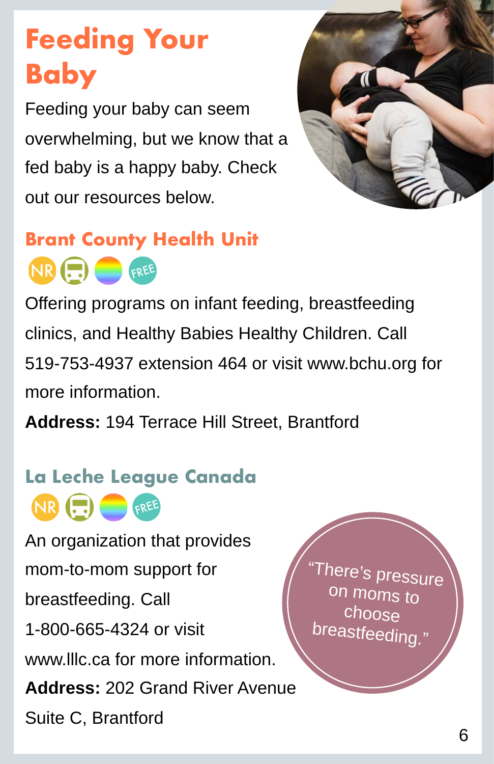# Feeding Your Baby

Feeding your baby can seem overwhelming, but we know that a fed baby is a happy baby. Check out our resources below.

## Brant County Health Unit

NR FREE

Offering programs on infant feeding, breastfeeding clinics, and Healthy Babies Healthy Children. Call 519-753-4937 extension 464 or visit www.bchu.org for more information.

**Address:** 194 Terrace Hill Street, Brantford

## La Leche League Canada

NR FREE

An organization that provides mom-to-mom support for breastfeeding. Call 1-800-665-4324 or visit www.lllc.ca for more information.

**Address:** 202 Grand River Avenue Suite C, Brantford

"There's pressure on moms to choose breastfeeding."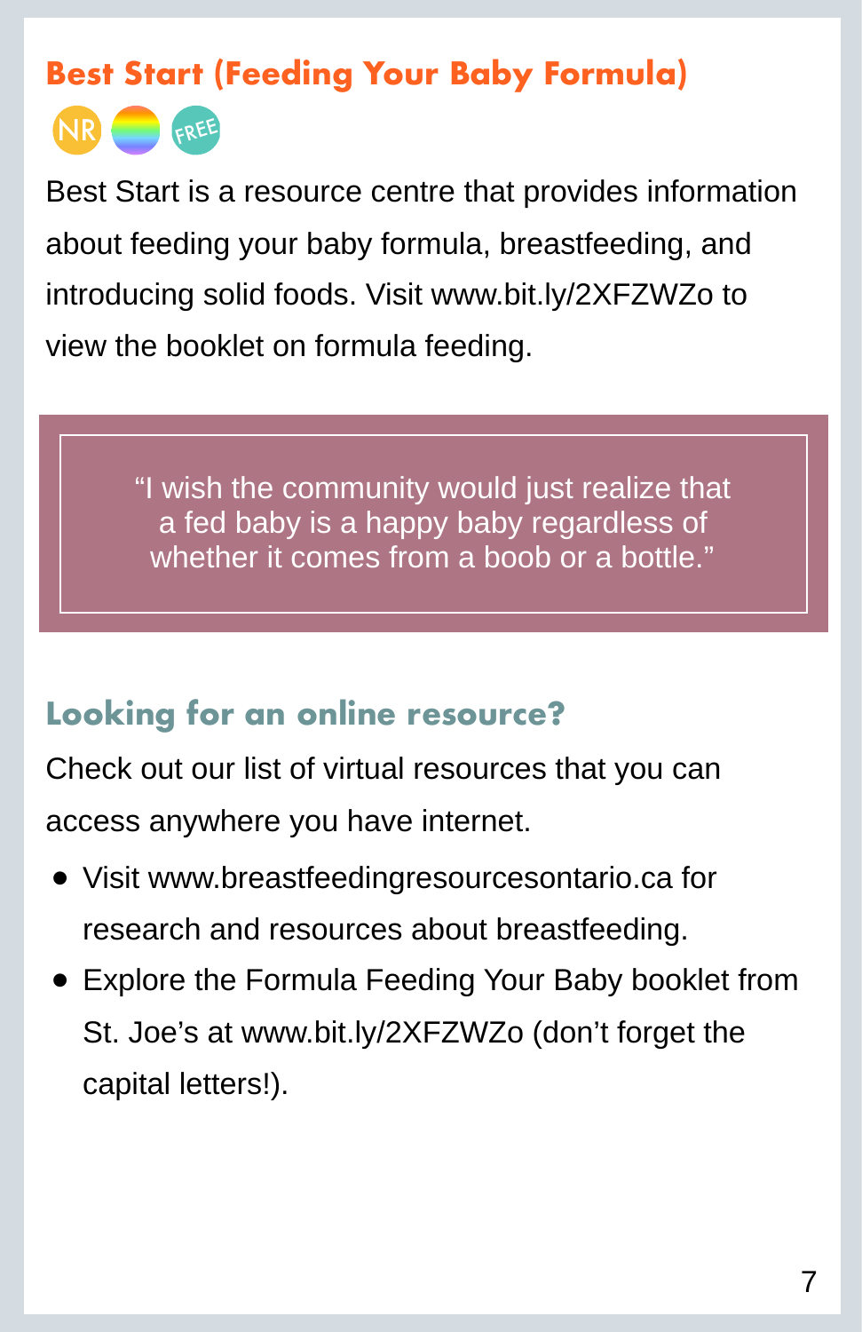## Best Start (Feeding Your Baby Formula)

NR FREE

Best Start is a resource centre that provides information about feeding your baby formula, breastfeeding, and introducing solid foods. Visit www.bit.ly/2XFZWZo to view the booklet on formula feeding.

> "I wish the community would just realize that a fed baby is a happy baby regardless of whether it comes from a boob or a bottle."

## Looking for an online resource?

Check out our list of virtual resources that you can access anywhere you have internet.

- Visit www.breastfeedingresourcesontario.ca for research and resources about breastfeeding.
- Explore the Formula Feeding Your Baby booklet from St. Joe's at www.bit.ly/2XFZWZo (don't forget the capital letters!).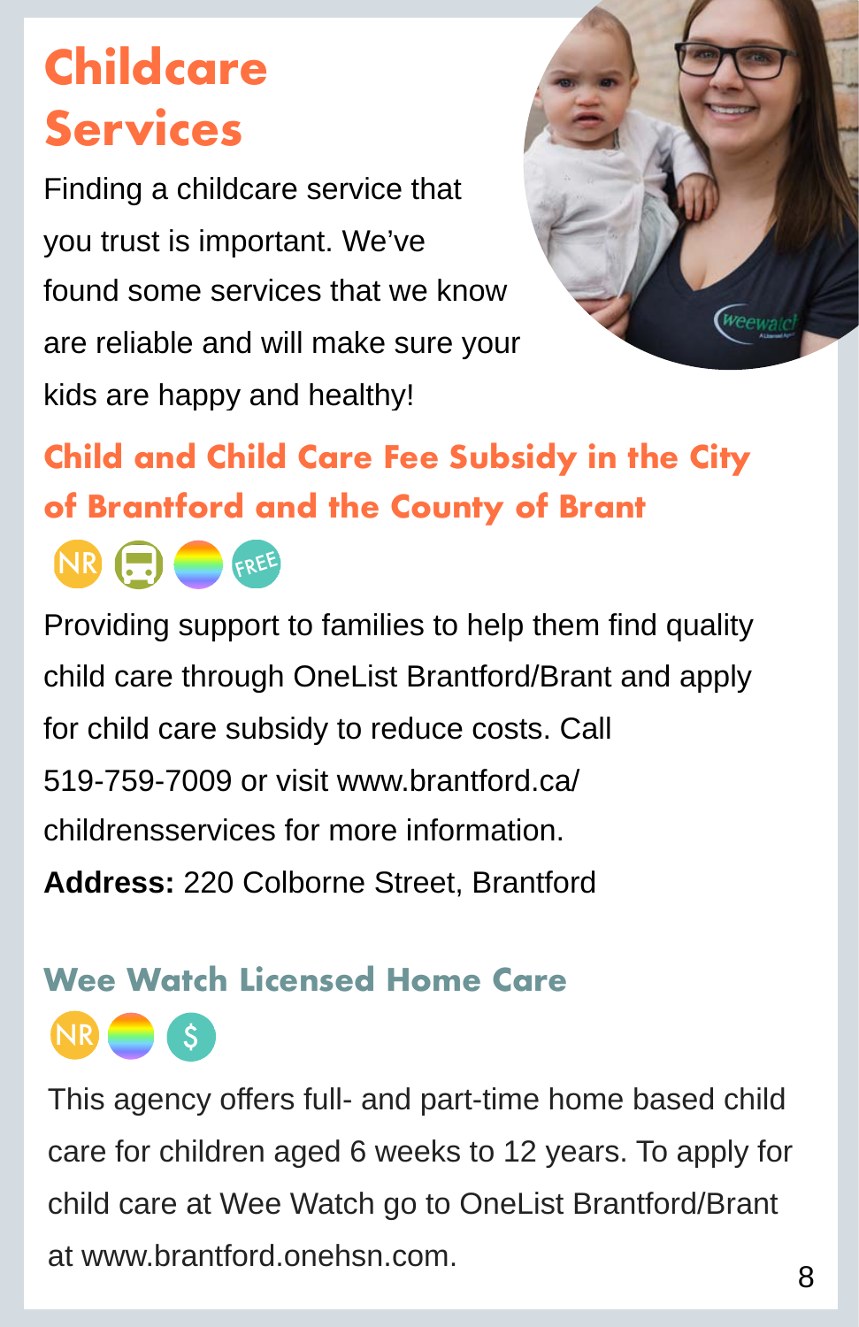# Childcare Services

Finding a childcare service that you trust is important. We've found some services that we know are reliable and will make sure your kids are happy and healthy!

## Child and Child Care Fee Subsidy in the City of Brantford and the County of Brant

NR FREE

Providing support to families to help them find quality child care through OneList Brantford/Brant and apply for child care subsidy to reduce costs. Call 519-759-7009 or visit www.brantford.ca/childrensservices for more information.

**Address:** 220 Colborne Street, Brantford

## Wee Watch Licensed Home Care

NR $

This agency offers full- and part-time home based child care for children aged 6 weeks to 12 years. To apply for child care at Wee Watch go to OneList Brantford/Brant at www.brantford.onehsn.com.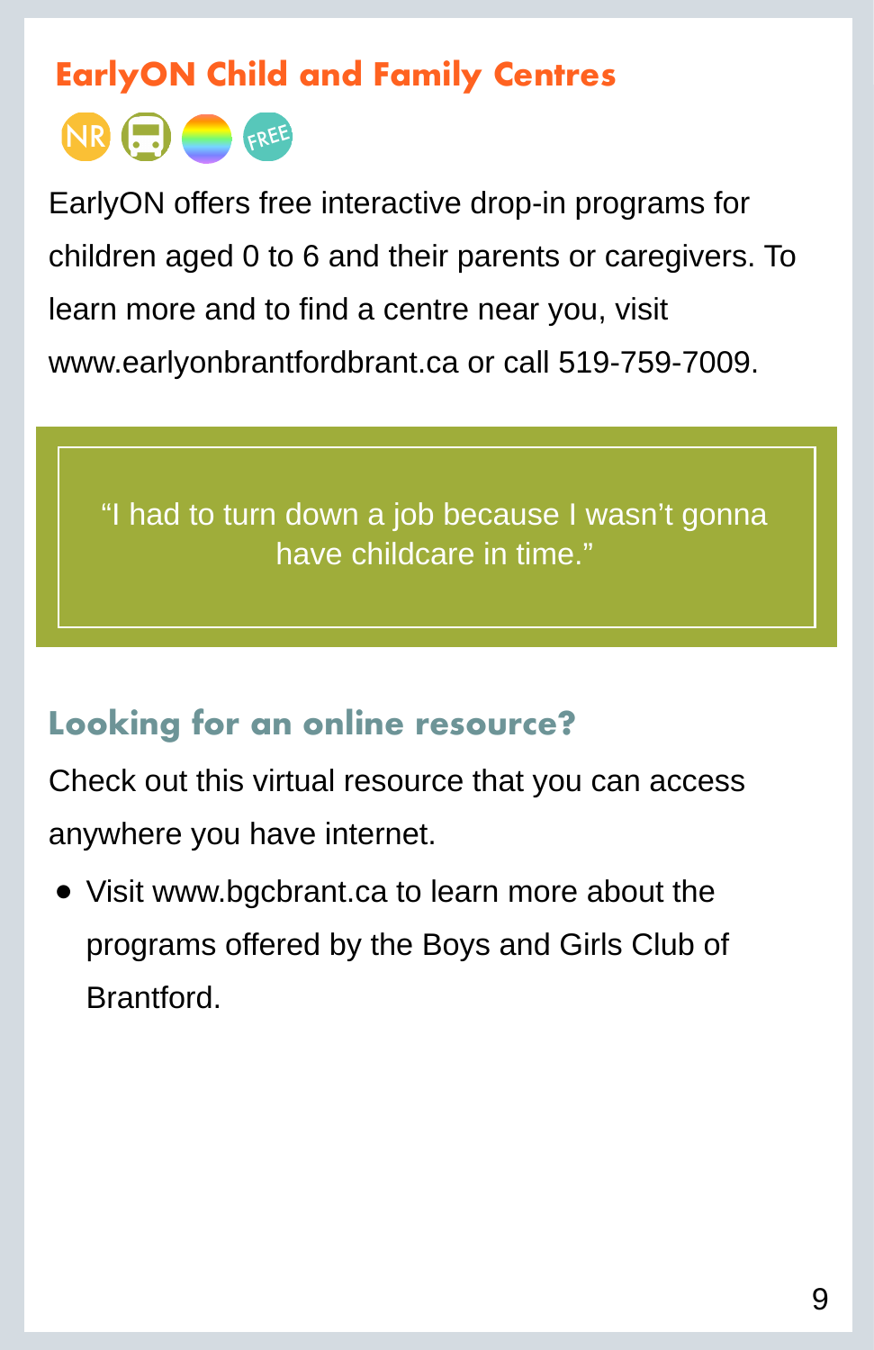## EarlyON Child and Family Centres

NR FREE

EarlyON offers free interactive drop-in programs for children aged 0 to 6 and their parents or caregivers. To learn more and to find a centre near you, visit www.earlyonbrantfordbrant.ca or call 519-759-7009.

> "I had to turn down a job because I wasn't gonna have childcare in time."

### Looking for an online resource?

Check out this virtual resource that you can access anywhere you have internet.

- Visit www.bgcbrant.ca to learn more about the programs offered by the Boys and Girls Club of Brantford.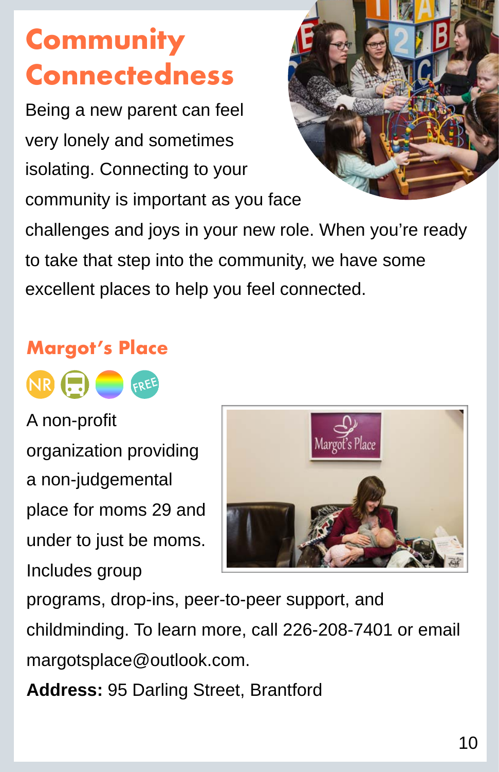# Community Connectedness

Being a new parent can feel very lonely and sometimes isolating. Connecting to your community is important as you face challenges and joys in your new role. When you're ready to take that step into the community, we have some excellent places to help you feel connected.

## Margot's Place

NR FREE

A non-profit organization providing a non-judgemental place for moms 29 and under to just be moms. Includes group programs, drop-ins, peer-to-peer support, and childminding. To learn more, call 226-208-7401 or email margotsplace@outlook.com.

**Address:** 95 Darling Street, Brantford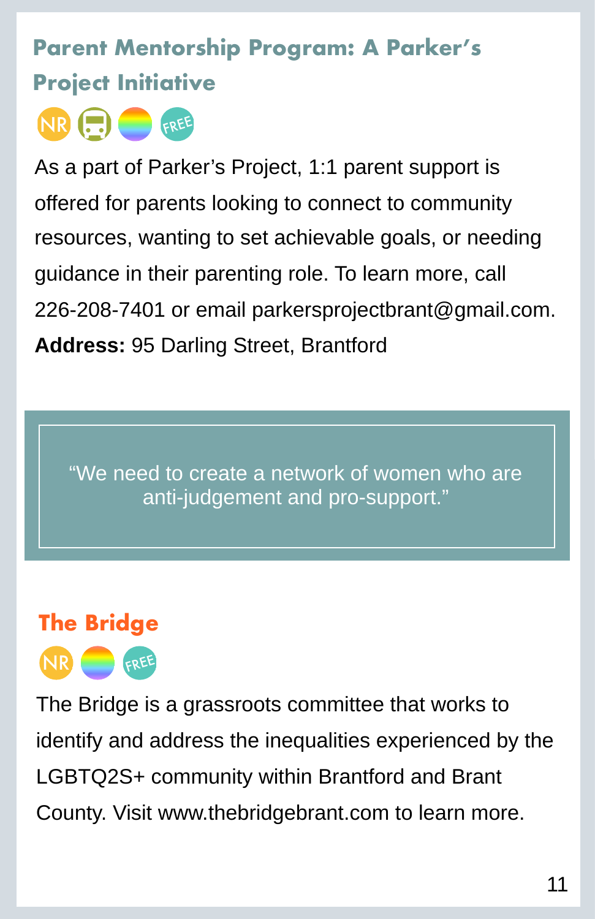## Parent Mentorship Program: A Parker's Project Initiative

NR FREE

As a part of Parker's Project, 1:1 parent support is offered for parents looking to connect to community resources, wanting to set achievable goals, or needing guidance in their parenting role. To learn more, call 226-208-7401 or email parkersprojectbrant@gmail.com.

**Address:** 95 Darling Street, Brantford

> "We need to create a network of women who are anti-judgement and pro-support."

## The Bridge

NR FREE

The Bridge is a grassroots committee that works to identify and address the inequalities experienced by the LGBTQ2S+ community within Brantford and Brant County. Visit www.thebridgebrant.com to learn more.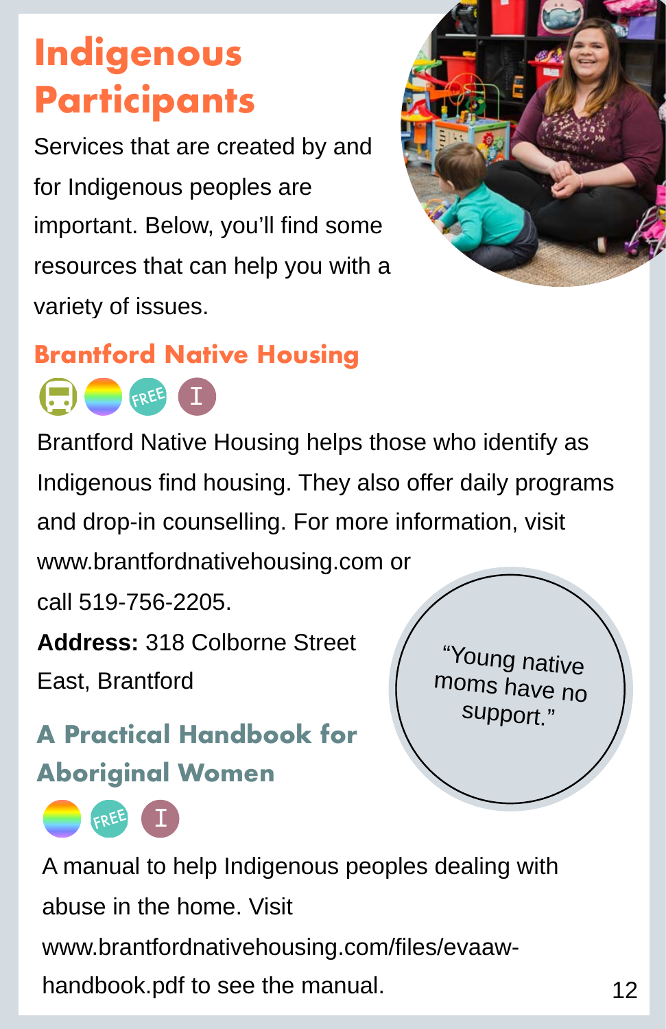# Indigenous Participants

Services that are created by and for Indigenous peoples are important. Below, you'll find some resources that can help you with a variety of issues.

## Brantford Native Housing

Brantford Native Housing helps those who identify as Indigenous find housing. They also offer daily programs and drop-in counselling. For more information, visit www.brantfordnativehousing.com or call 519-756-2205.

**Address:** 318 Colborne Street East, Brantford

"Young native moms have no support."

## A Practical Handbook for Aboriginal Women

A manual to help Indigenous peoples dealing with abuse in the home. Visit www.brantfordnativehousing.com/files/evaaw-handbook.pdf to see the manual.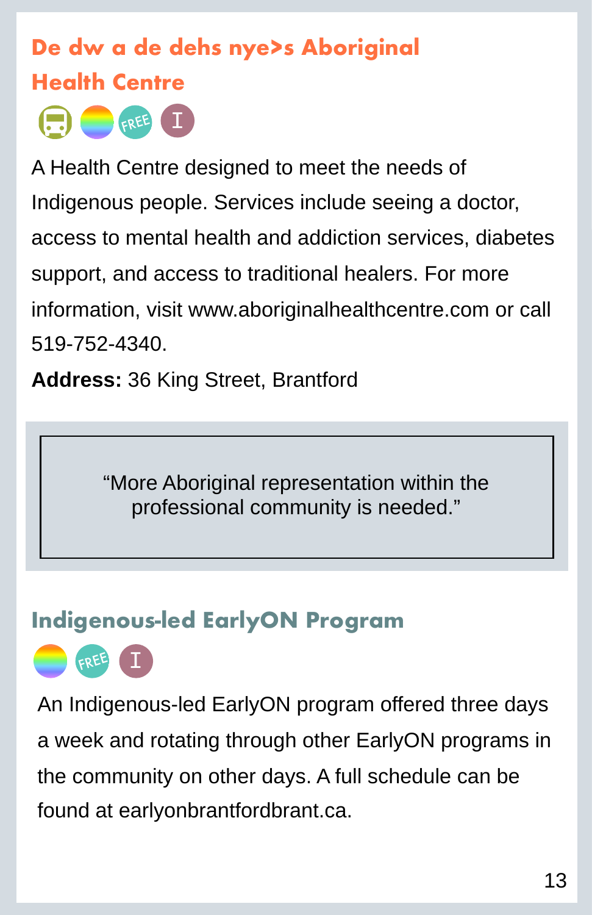## De dw a de dehs nye>s Aboriginal Health Centre

A Health Centre designed to meet the needs of Indigenous people. Services include seeing a doctor, access to mental health and addiction services, diabetes support, and access to traditional healers. For more information, visit www.aboriginalhealthcentre.com or call 519-752-4340.

**Address:** 36 King Street, Brantford

> "More Aboriginal representation within the professional community is needed."

## Indigenous-led EarlyON Program

An Indigenous-led EarlyON program offered three days a week and rotating through other EarlyON programs in the community on other days. A full schedule can be found at earlyonbrantfordbrant.ca.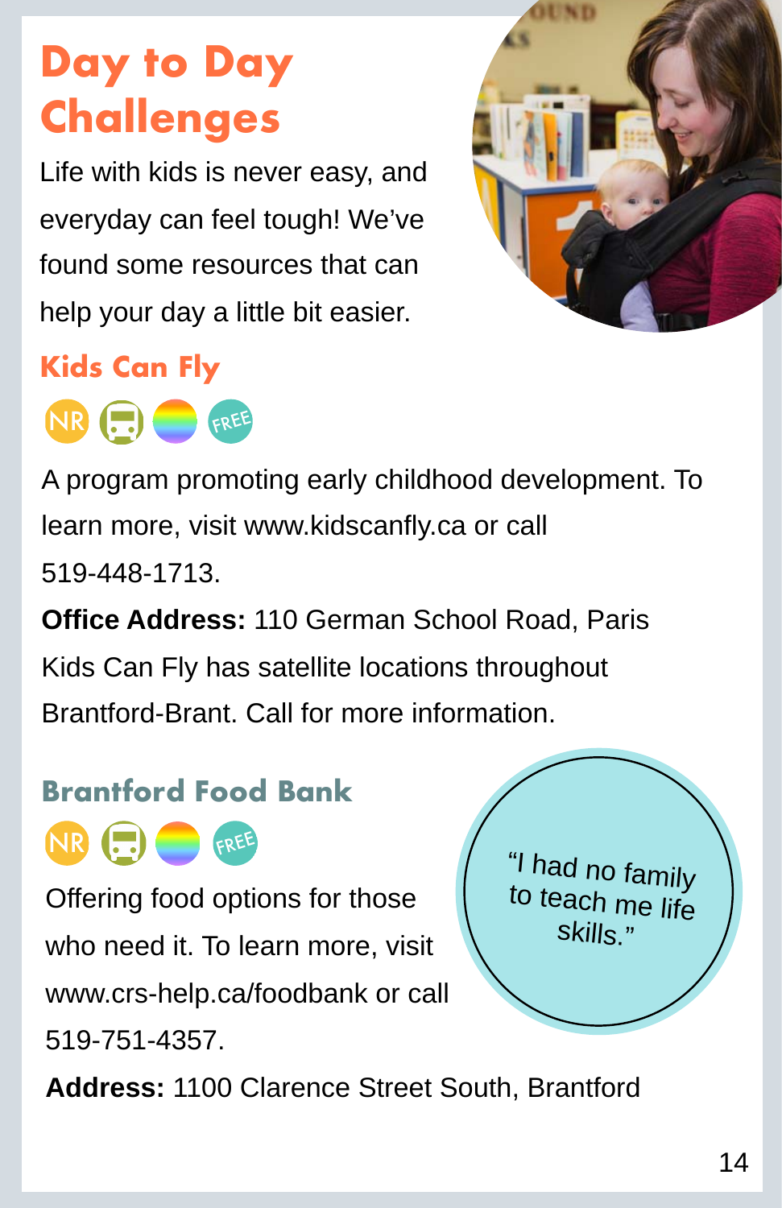# Day to Day Challenges

Life with kids is never easy, and everyday can feel tough! We've found some resources that can help your day a little bit easier.

## Kids Can Fly

NR FREE

A program promoting early childhood development. To learn more, visit www.kidscanfly.ca or call 519-448-1713.

**Office Address:** 110 German School Road, Paris

Kids Can Fly has satellite locations throughout Brantford-Brant. Call for more information.

## Brantford Food Bank

NR FREE

Offering food options for those who need it. To learn more, visit www.crs-help.ca/foodbank or call 519-751-4357.

**Address:** 1100 Clarence Street South, Brantford

"I had no family to teach me life skills."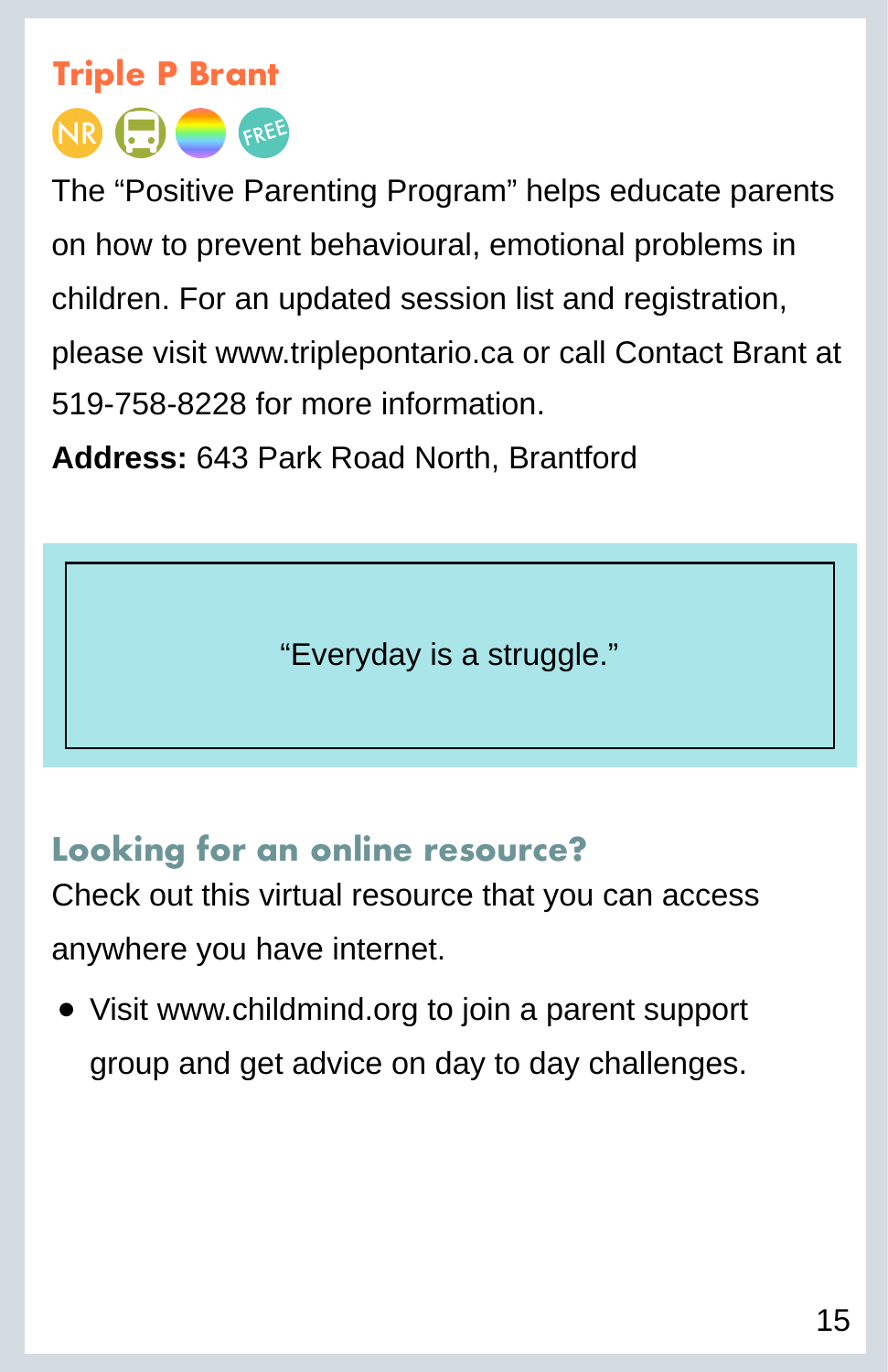## Triple P Brant

NR FREE

The “Positive Parenting Program” helps educate parents on how to prevent behavioural, emotional problems in children. For an updated session list and registration, please visit www.triplepontario.ca or call Contact Brant at 519-758-8228 for more information.

**Address:** 643 Park Road North, Brantford

> “Everyday is a struggle.”

## Looking for an online resource?

Check out this virtual resource that you can access anywhere you have internet.

- Visit www.childmind.org to join a parent support group and get advice on day to day challenges.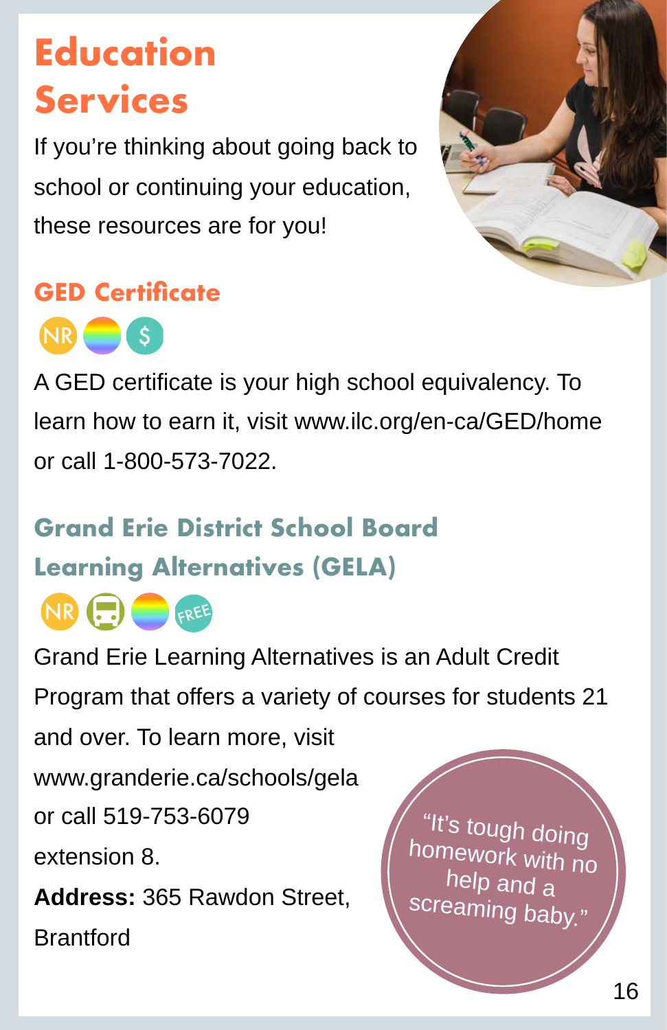# Education Services

If you're thinking about going back to school or continuing your education, these resources are for you!

## GED Certificate

NR $

A GED certificate is your high school equivalency. To learn how to earn it, visit www.ilc.org/en-ca/GED/home or call 1-800-573-7022.

## Grand Erie District School Board Learning Alternatives (GELA)

NR FREE

Grand Erie Learning Alternatives is an Adult Credit Program that offers a variety of courses for students 21 and over. To learn more, visit www.granderie.ca/schools/gela or call 519-753-6079 extension 8.

**Address:** 365 Rawdon Street, Brantford

*"It's tough doing homework with no help and a screaming baby."*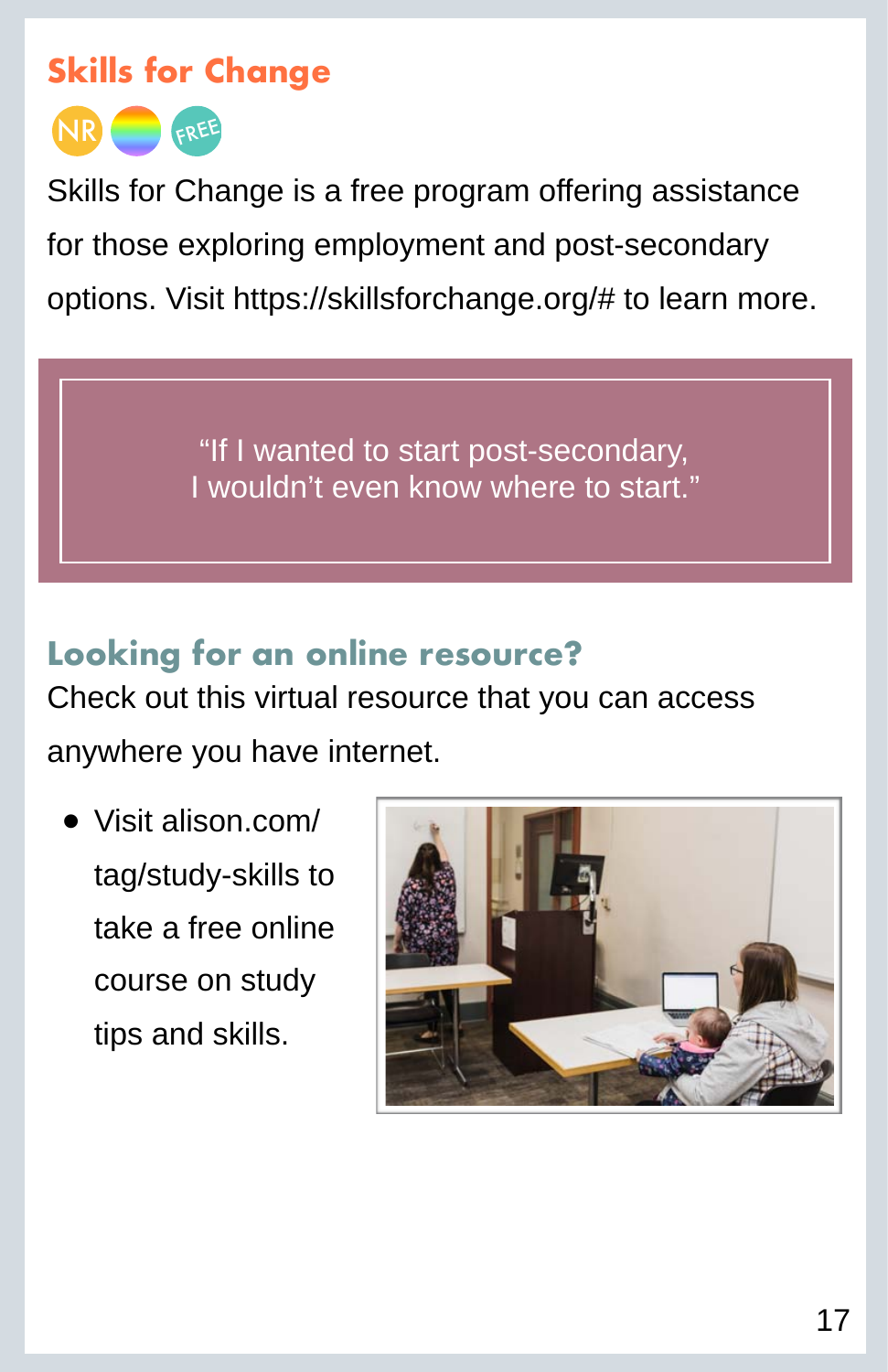## Skills for Change

NR FREE

Skills for Change is a free program offering assistance for those exploring employment and post-secondary options. Visit https://skillsforchange.org/# to learn more.

> "If I wanted to start post-secondary, I wouldn't even know where to start."

## Looking for an online resource?

Check out this virtual resource that you can access anywhere you have internet.

- Visit alison.com/tag/study-skills to take a free online course on study tips and skills.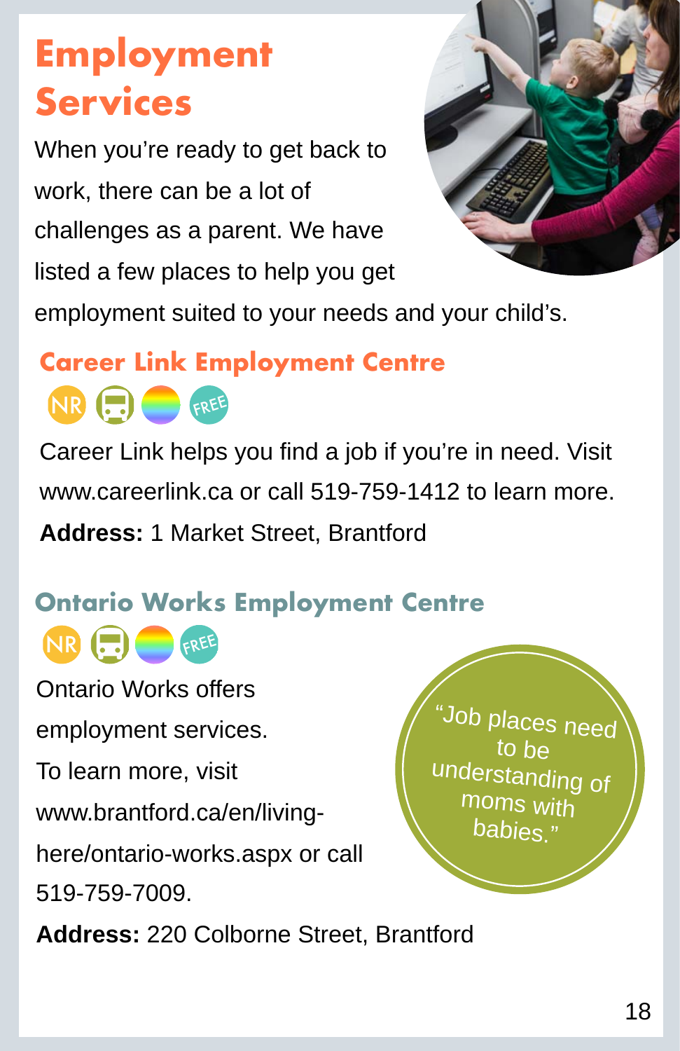# Employment Services

When you're ready to get back to work, there can be a lot of challenges as a parent. We have listed a few places to help you get employment suited to your needs and your child's.

## Career Link Employment Centre

NR FREE

Career Link helps you find a job if you're in need. Visit www.careerlink.ca or call 519-759-1412 to learn more.

**Address:** 1 Market Street, Brantford

## Ontario Works Employment Centre

NR FREE

Ontario Works offers employment services. To learn more, visit www.brantford.ca/en/living-here/ontario-works.aspx or call 519-759-7009.

**Address:** 220 Colborne Street, Brantford

"Job places need to be understanding of moms with babies."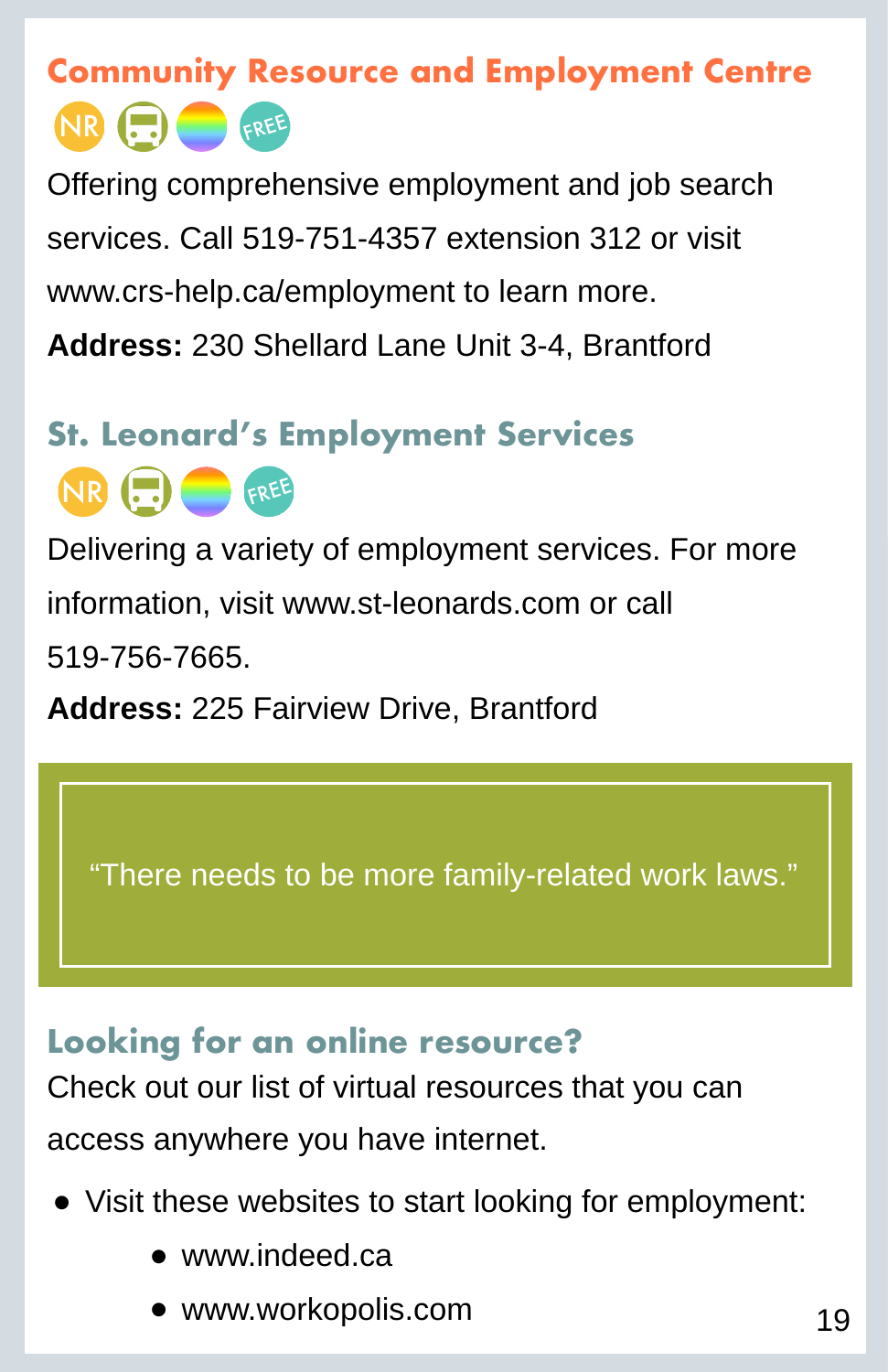## Community Resource and Employment Centre

NR FREE

Offering comprehensive employment and job search services. Call 519-751-4357 extension 312 or visit www.crs-help.ca/employment to learn more.

**Address:** 230 Shellard Lane Unit 3-4, Brantford

## St. Leonard's Employment Services

NR FREE

Delivering a variety of employment services. For more information, visit www.st-leonards.com or call 519-756-7665.

**Address:** 225 Fairview Drive, Brantford

> "There needs to be more family-related work laws."

## Looking for an online resource?

Check out our list of virtual resources that you can access anywhere you have internet.

- Visit these websites to start looking for employment:
  - www.indeed.ca
  - www.workopolis.com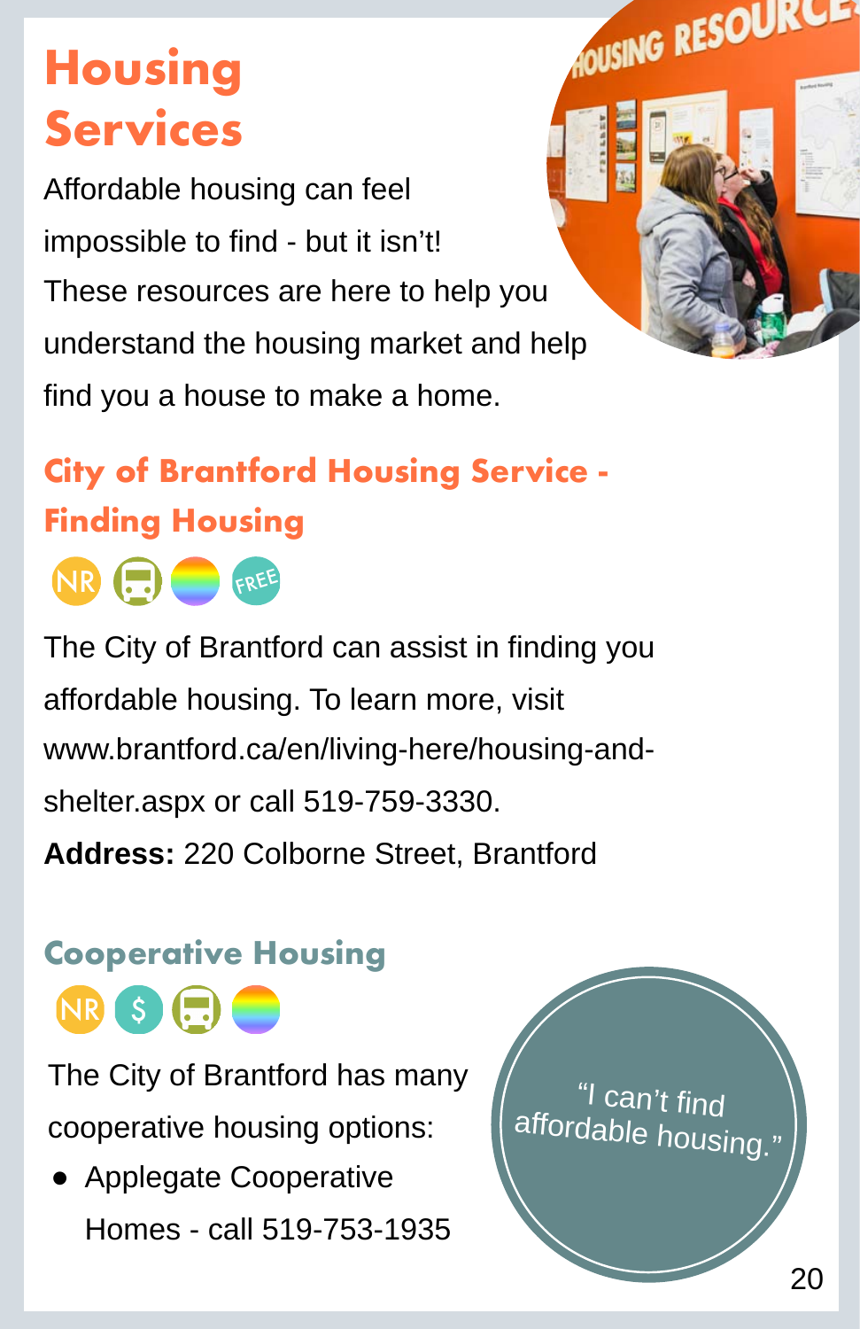# Housing Services

Affordable housing can feel impossible to find - but it isn't! These resources are here to help you understand the housing market and help find you a house to make a home.

## City of Brantford Housing Service - Finding Housing

NR FREE

The City of Brantford can assist in finding you affordable housing. To learn more, visit www.brantford.ca/en/living-here/housing-and-shelter.aspx or call 519-759-3330.

**Address:** 220 Colborne Street, Brantford

## Cooperative Housing

NR $

The City of Brantford has many cooperative housing options:

- Applegate Cooperative Homes - call 519-753-1935

"I can't find affordable housing."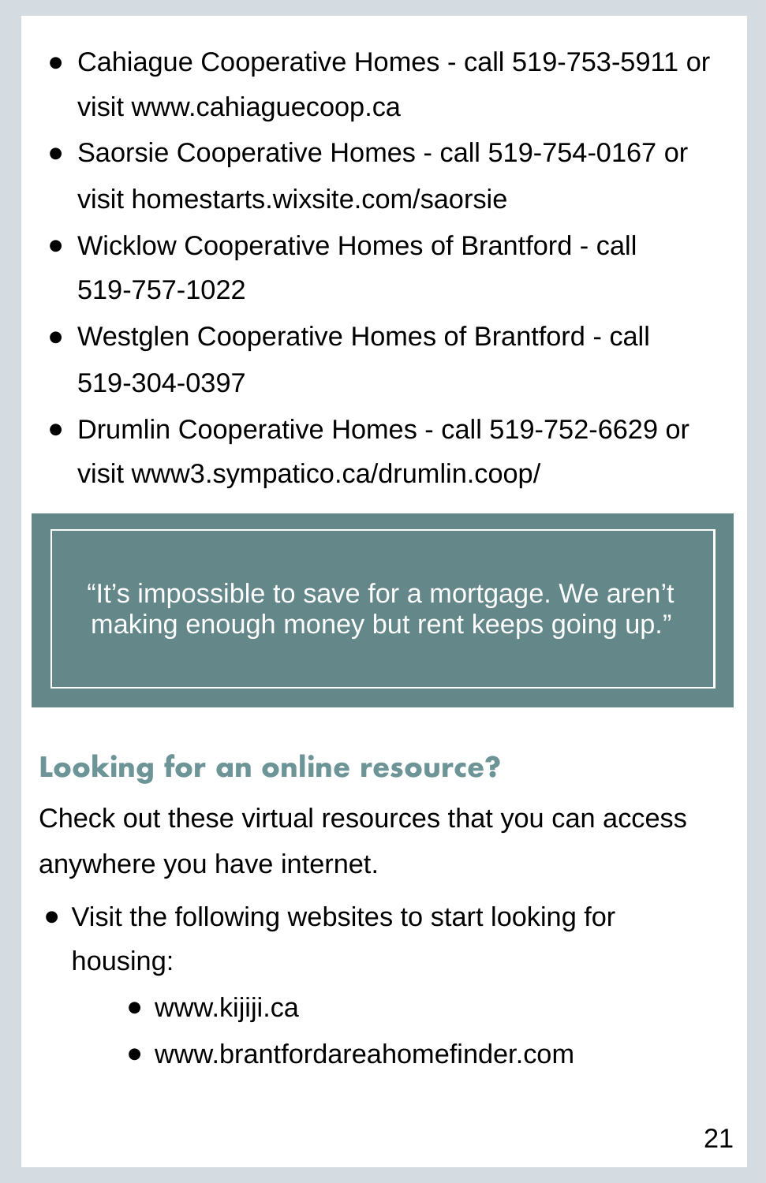- Cahiague Cooperative Homes - call 519-753-5911 or visit www.cahiaguecoop.ca
- Saorsie Cooperative Homes - call 519-754-0167 or visit homestarts.wixsite.com/saorsie
- Wicklow Cooperative Homes of Brantford - call 519-757-1022
- Westglen Cooperative Homes of Brantford - call 519-304-0397
- Drumlin Cooperative Homes - call 519-752-6629 or visit www3.sympatico.ca/drumlin.coop/

> "It's impossible to save for a mortgage. We aren't making enough money but rent keeps going up."

## Looking for an online resource?

Check out these virtual resources that you can access anywhere you have internet.

- Visit the following websites to start looking for housing:
  - www.kijiji.ca
  - www.brantfordareahomefinder.com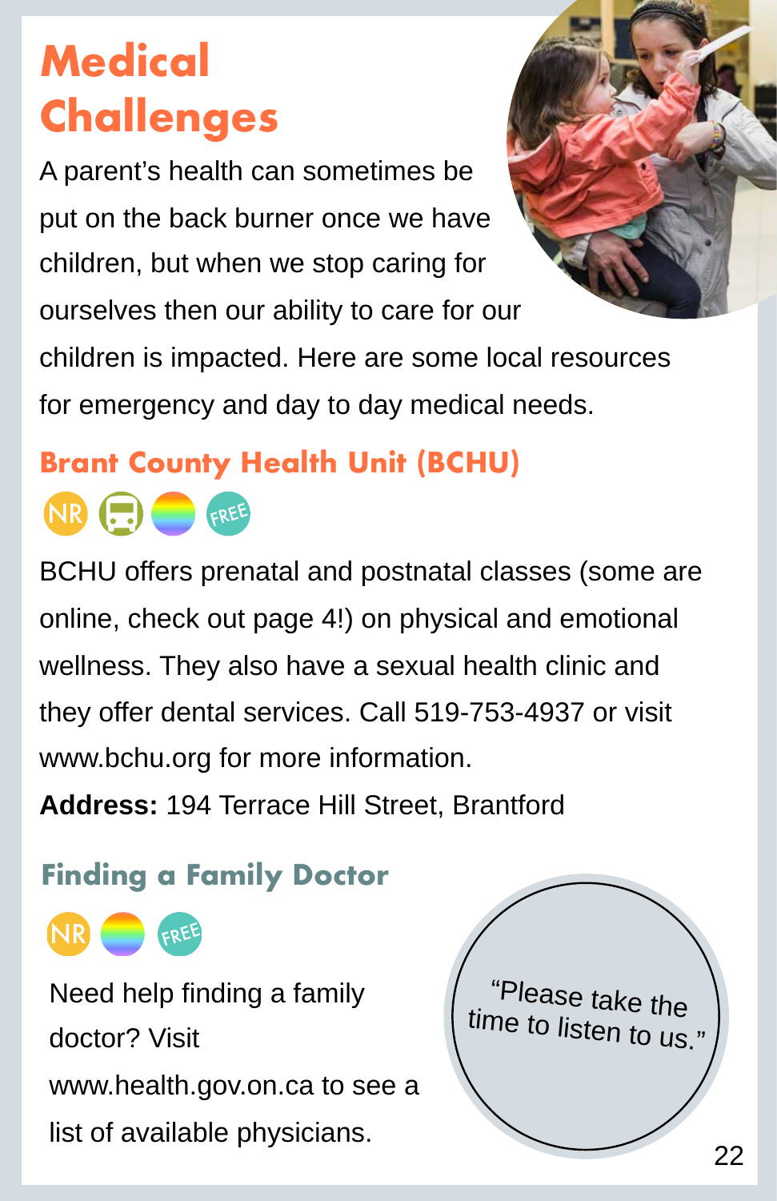# Medical Challenges

A parent's health can sometimes be put on the back burner once we have children, but when we stop caring for ourselves then our ability to care for our children is impacted. Here are some local resources for emergency and day to day medical needs.

## Brant County Health Unit (BCHU)

NR FREE

BCHU offers prenatal and postnatal classes (some are online, check out page 4!) on physical and emotional wellness. They also have a sexual health clinic and they offer dental services. Call 519-753-4937 or visit www.bchu.org for more information.

**Address:** 194 Terrace Hill Street, Brantford

## Finding a Family Doctor

NR FREE

Need help finding a family doctor? Visit www.health.gov.on.ca to see a list of available physicians.

"Please take the time to listen to us."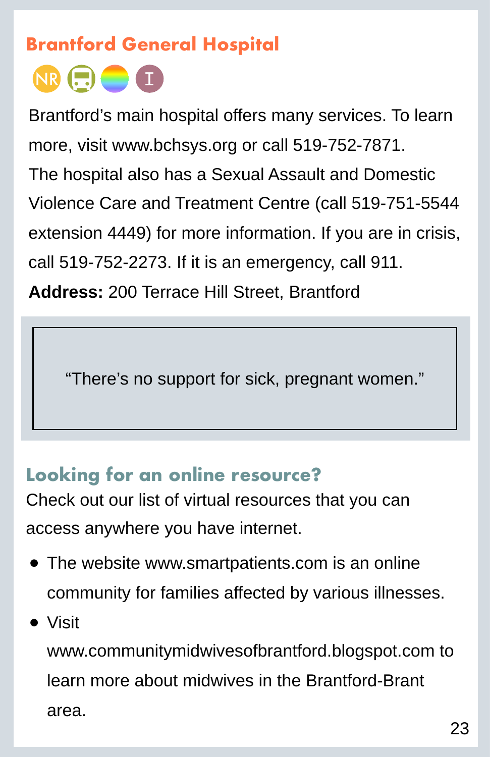## Brantford General Hospital

NR I

Brantford's main hospital offers many services. To learn more, visit www.bchsys.org or call 519-752-7871. The hospital also has a Sexual Assault and Domestic Violence Care and Treatment Centre (call 519-751-5544 extension 4449) for more information. If you are in crisis, call 519-752-2273. If it is an emergency, call 911.

**Address:** 200 Terrace Hill Street, Brantford

> "There's no support for sick, pregnant women."

## Looking for an online resource?

Check out our list of virtual resources that you can access anywhere you have internet.

- The website www.smartpatients.com is an online community for families affected by various illnesses.
- Visit www.communitymidwivesofbrantford.blogspot.com to learn more about midwives in the Brantford-Brant area.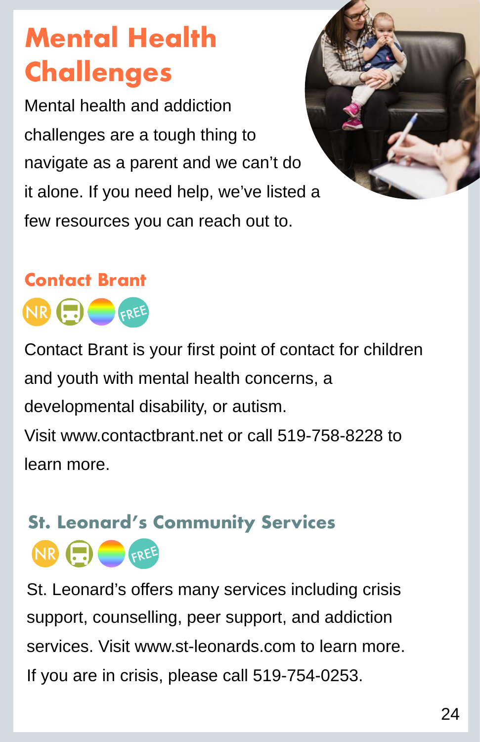# Mental Health Challenges

Mental health and addiction challenges are a tough thing to navigate as a parent and we can't do it alone. If you need help, we've listed a few resources you can reach out to.

## Contact Brant

NR FREE

Contact Brant is your first point of contact for children and youth with mental health concerns, a developmental disability, or autism.
Visit www.contactbrant.net or call 519-758-8228 to learn more.

## St. Leonard's Community Services

NR FREE

St. Leonard's offers many services including crisis support, counselling, peer support, and addiction services. Visit www.st-leonards.com to learn more.
If you are in crisis, please call 519-754-0253.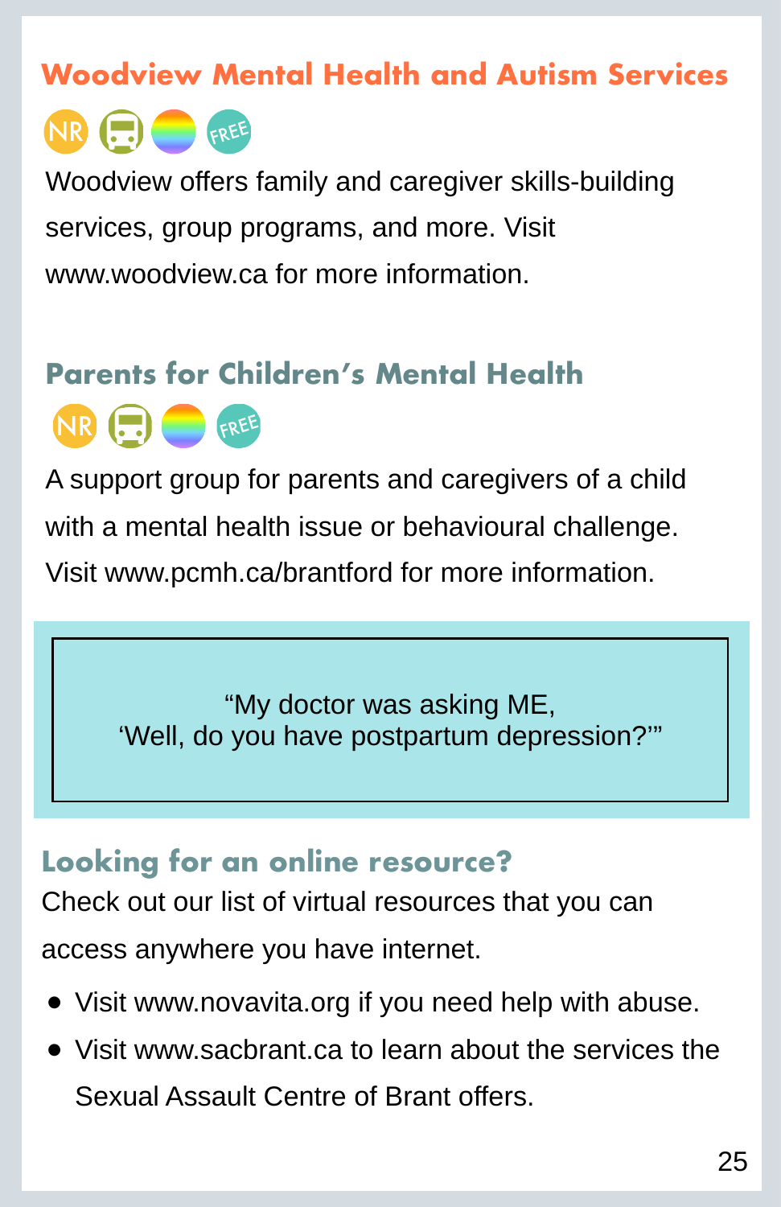## Woodview Mental Health and Autism Services

NR FREE

Woodview offers family and caregiver skills-building services, group programs, and more. Visit www.woodview.ca for more information.

## Parents for Children's Mental Health

NR FREE

A support group for parents and caregivers of a child with a mental health issue or behavioural challenge. Visit www.pcmh.ca/brantford for more information.

> "My doctor was asking ME,
> 'Well, do you have postpartum depression?'"

## Looking for an online resource?

Check out our list of virtual resources that you can access anywhere you have internet.

- Visit www.novavita.org if you need help with abuse.
- Visit www.sacbrant.ca to learn about the services the Sexual Assault Centre of Brant offers.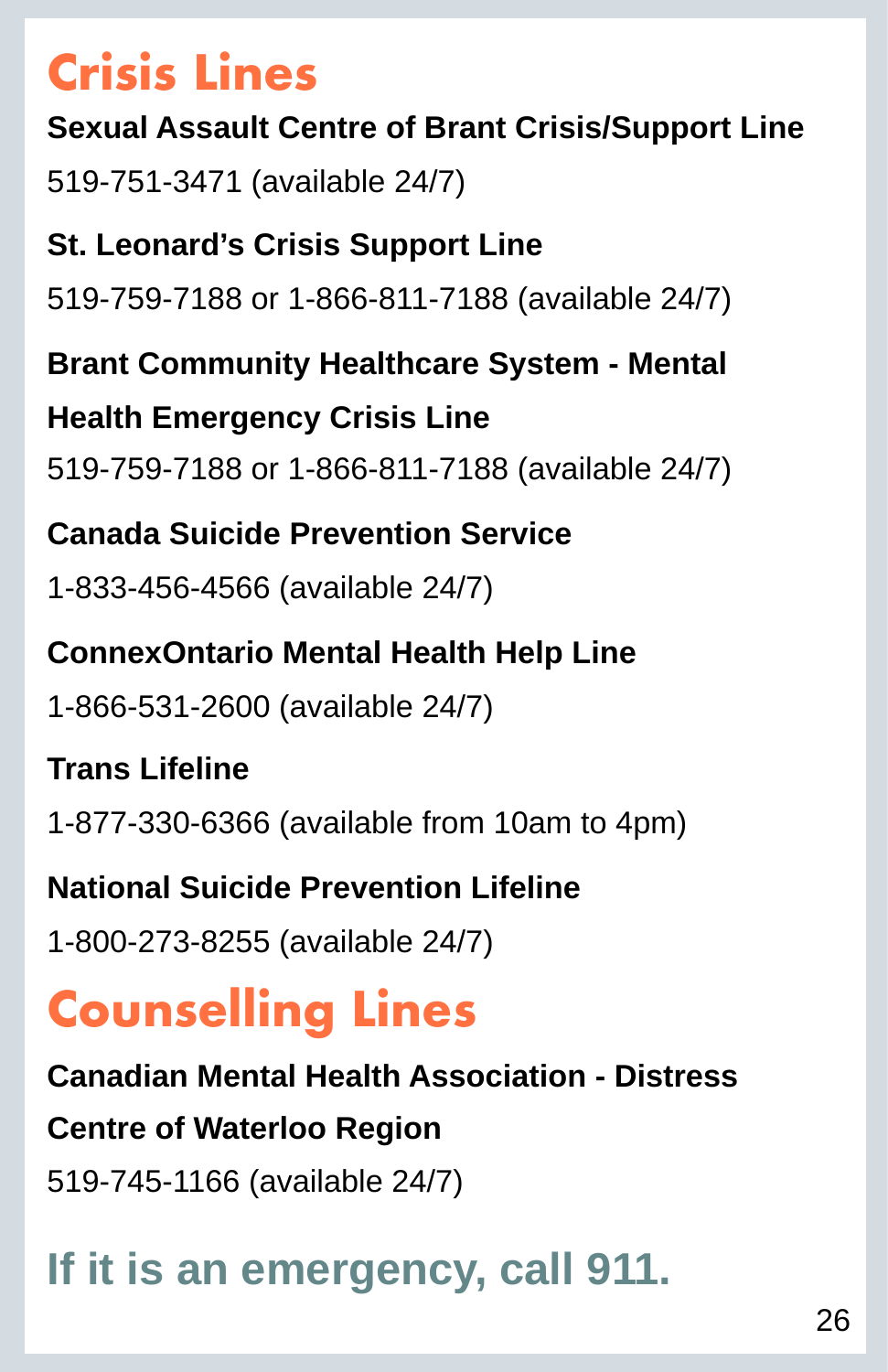# Crisis Lines

**Sexual Assault Centre of Brant Crisis/Support Line**

519-751-3471 (available 24/7)

**St. Leonard's Crisis Support Line**

519-759-7188 or 1-866-811-7188 (available 24/7)

**Brant Community Healthcare System - Mental Health Emergency Crisis Line**

519-759-7188 or 1-866-811-7188 (available 24/7)

**Canada Suicide Prevention Service**

1-833-456-4566 (available 24/7)

**ConnexOntario Mental Health Help Line**

1-866-531-2600 (available 24/7)

**Trans Lifeline**

1-877-330-6366 (available from 10am to 4pm)

**National Suicide Prevention Lifeline**

1-800-273-8255 (available 24/7)

# Counselling Lines

**Canadian Mental Health Association - Distress Centre of Waterloo Region**

519-745-1166 (available 24/7)

## If it is an emergency, call 911.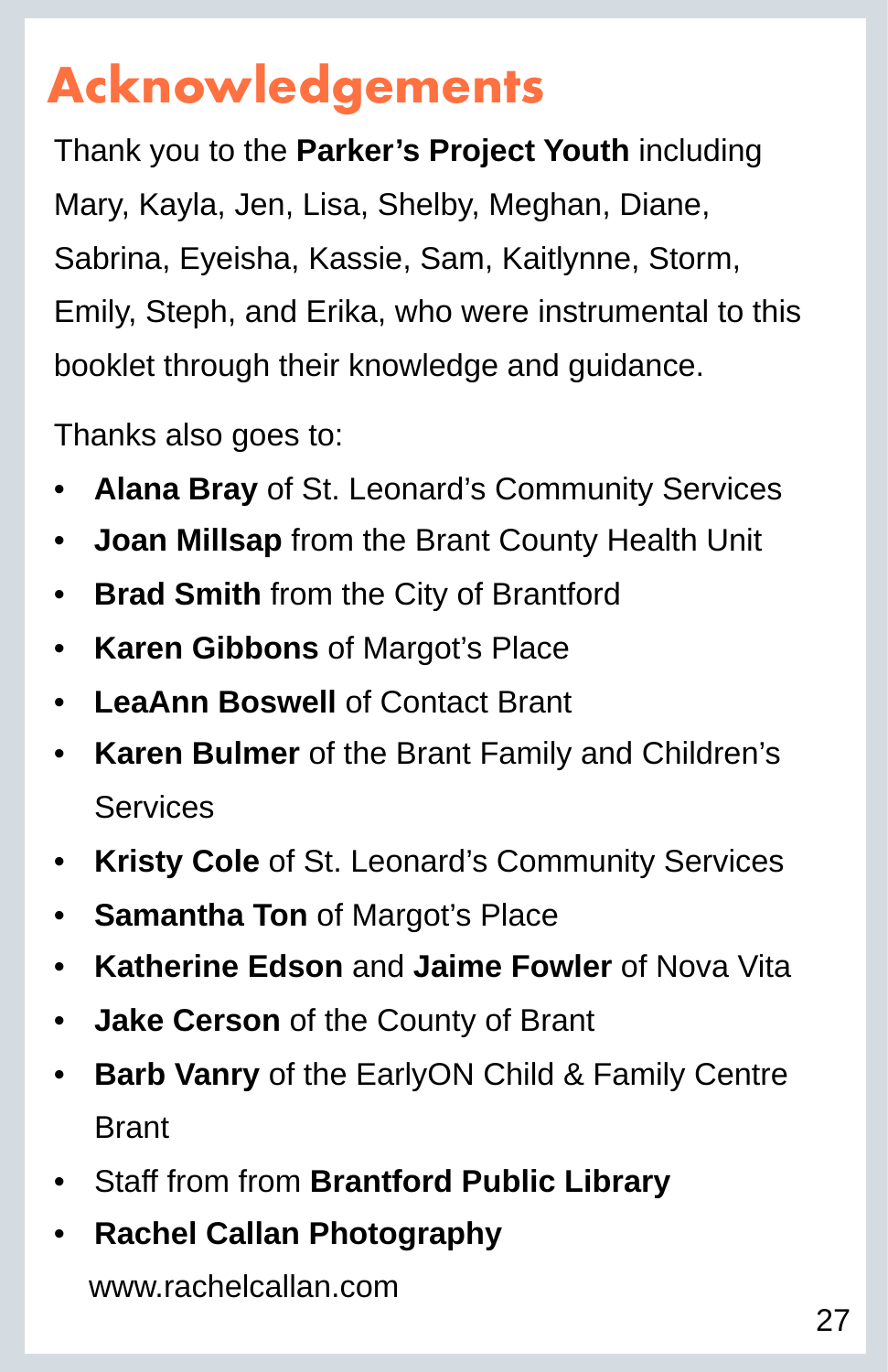# Acknowledgements

Thank you to the **Parker's Project Youth** including Mary, Kayla, Jen, Lisa, Shelby, Meghan, Diane, Sabrina, Eyeisha, Kassie, Sam, Kaitlynne, Storm, Emily, Steph, and Erika, who were instrumental to this booklet through their knowledge and guidance.

Thanks also goes to:

- **Alana Bray** of St. Leonard's Community Services
- **Joan Millsap** from the Brant County Health Unit
- **Brad Smith** from the City of Brantford
- **Karen Gibbons** of Margot's Place
- **LeaAnn Boswell** of Contact Brant
- **Karen Bulmer** of the Brant Family and Children's Services
- **Kristy Cole** of St. Leonard's Community Services
- **Samantha Ton** of Margot's Place
- **Katherine Edson** and **Jaime Fowler** of Nova Vita
- **Jake Cerson** of the County of Brant
- **Barb Vanry** of the EarlyON Child & Family Centre Brant
- Staff from from **Brantford Public Library**
- **Rachel Callan Photography** www.rachelcallan.com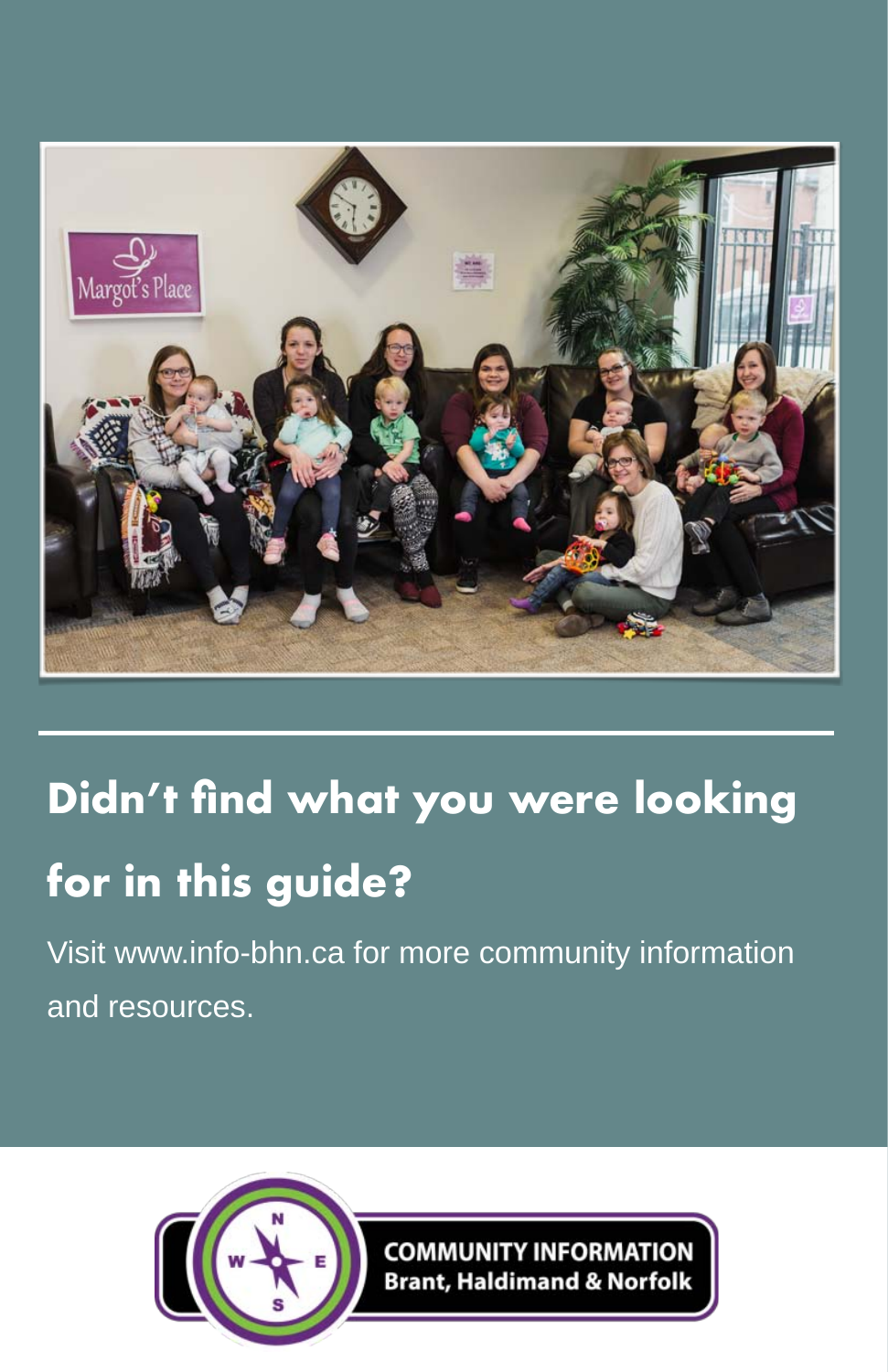## Didn't find what you were looking for in this guide?

Visit www.info-bhn.ca for more community information and resources.

COMMUNITY INFORMATION
Brant, Haldimand & Norfolk